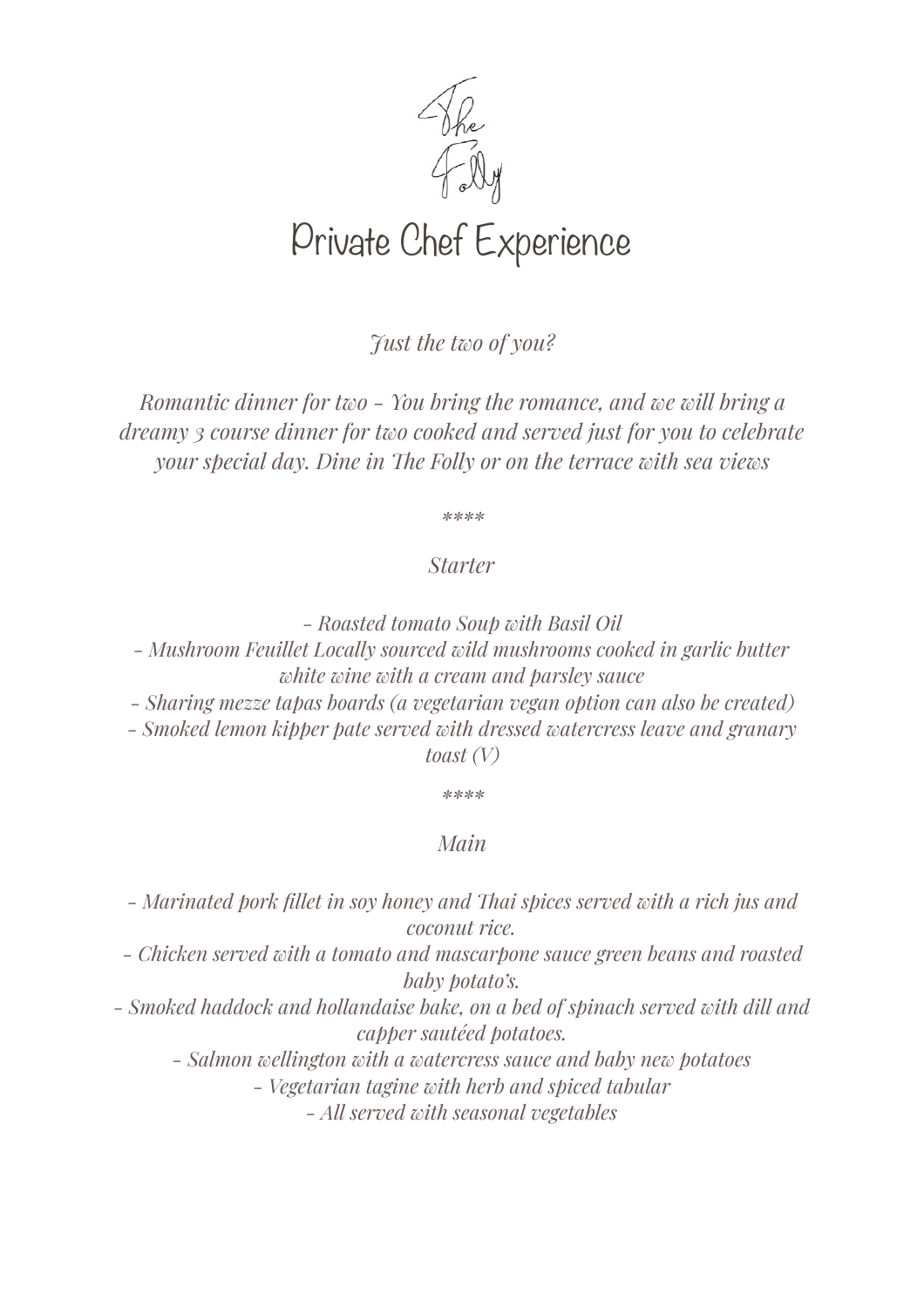# The Folly

## Private Chef Experience

*Just the two of you?*

*Romantic dinner for two - You bring the romance, and we will bring a dreamy 3 course dinner for two cooked and served just for you to celebrate your special day. Dine in The Folly or on the terrace with sea views*

*\*\*\*\**

*Starter*

*- Roasted tomato Soup with Basil Oil*
*- Mushroom Feuillet Locally sourced wild mushrooms cooked in garlic butter white wine with a cream and parsley sauce*
*- Sharing mezze tapas boards (a vegetarian vegan option can also be created)*
*- Smoked lemon kipper pate served with dressed watercress leave and granary toast (V)*

*\*\*\*\**

*Main*

*- Marinated pork fillet in soy honey and Thai spices served with a rich jus and coconut rice.*
*- Chicken served with a tomato and mascarpone sauce green beans and roasted baby potato's.*
*- Smoked haddock and hollandaise bake, on a bed of spinach served with dill and capper sautéed potatoes.*
*- Salmon wellington with a watercress sauce and baby new potatoes*
*- Vegetarian tagine with herb and spiced tabular*
*- All served with seasonal vegetables*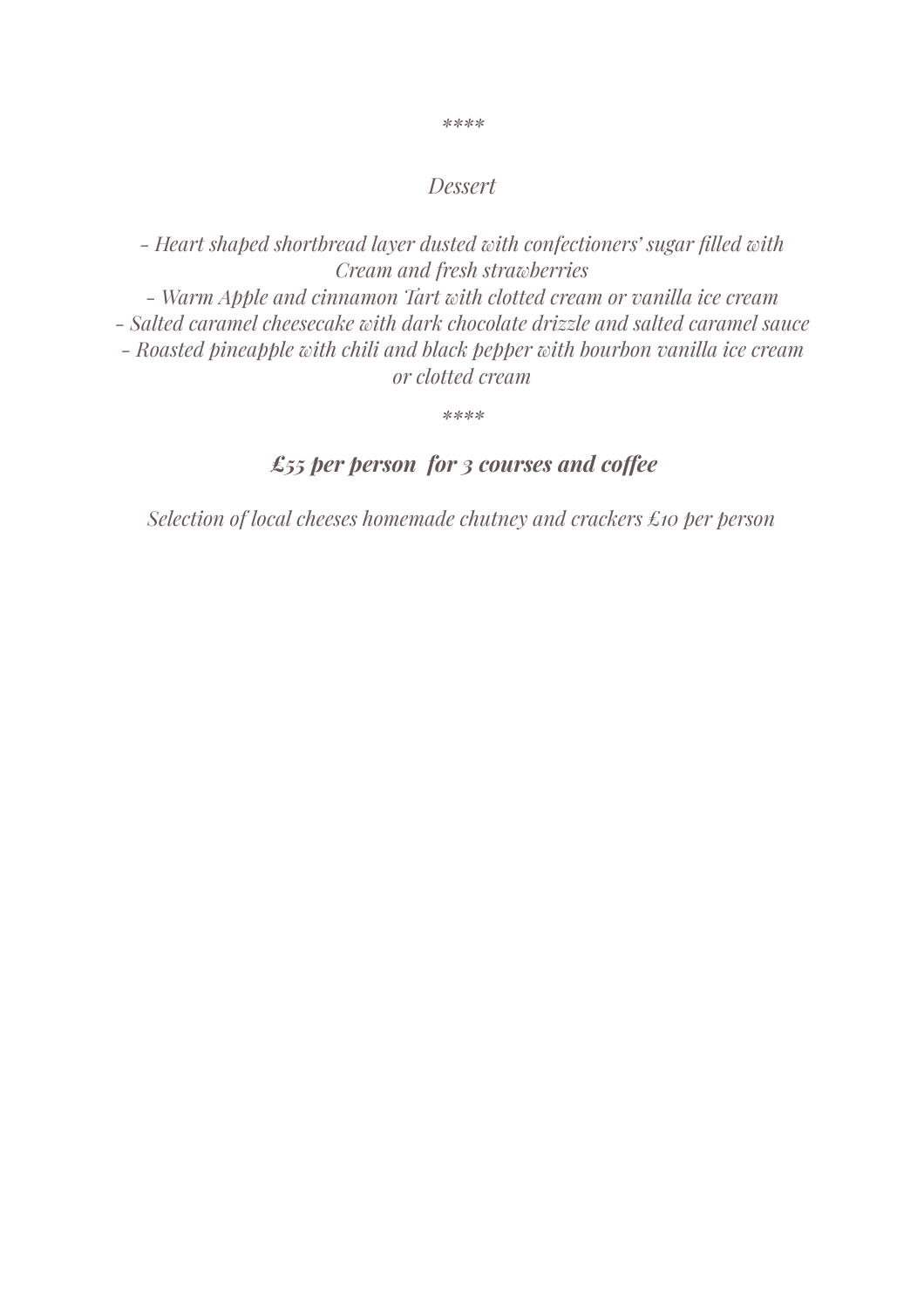\*\*\*\*

*Dessert*

*- Heart shaped shortbread layer dusted with confectioners' sugar filled with Cream and fresh strawberries*
*- Warm Apple and cinnamon Tart with clotted cream or vanilla ice cream*
*- Salted caramel cheesecake with dark chocolate drizzle and salted caramel sauce*
*- Roasted pineapple with chili and black pepper with bourbon vanilla ice cream or clotted cream*

\*\*\*\*

***£55 per person for 3 courses and coffee***

*Selection of local cheeses homemade chutney and crackers £10 per person*